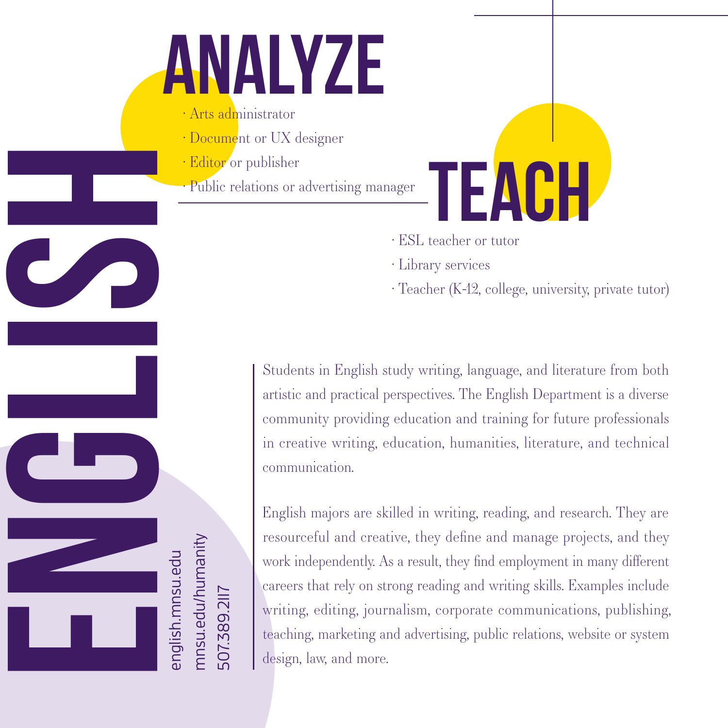# ENGLISH

## ANALYZE

- Arts administrator
- Document or UX designer
- Editor or publisher
- Public relations or advertising manager

## TEACH

- ESL teacher or tutor
- Library services
- Teacher (K-12, college, university, private tutor)

Students in English study writing, language, and literature from both artistic and practical perspectives. The English Department is a diverse community providing education and training for future professionals in creative writing, education, humanities, literature, and technical communication.

English majors are skilled in writing, reading, and research. They are resourceful and creative, they define and manage projects, and they work independently. As a result, they find employment in many different careers that rely on strong reading and writing skills. Examples include writing, editing, journalism, corporate communications, publishing, teaching, marketing and advertising, public relations, website or system design, law, and more.

english.mnsu.edu
mnsu.edu/humanity
507.389.2117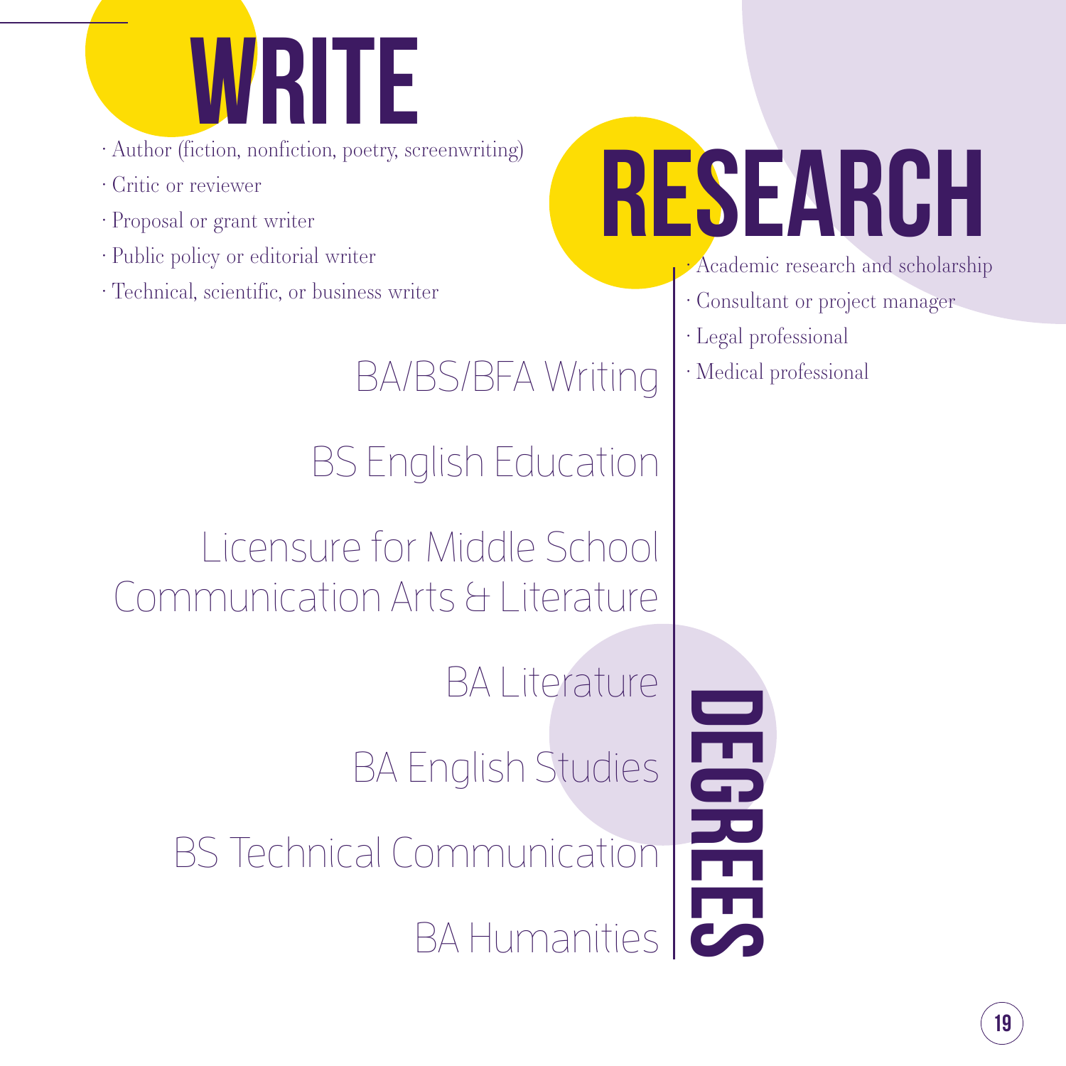# WRITE

- Author (fiction, nonfiction, poetry, screenwriting)
- Critic or reviewer
- Proposal or grant writer
- Public policy or editorial writer
- Technical, scientific, or business writer

# RESEARCH

- Academic research and scholarship
- Consultant or project manager
- Legal professional
- Medical professional

# DEGREES

BA/BS/BFA Writing

BS English Education

Licensure for Middle School Communication Arts & Literature

BA Literature

BA English Studies

BS Technical Communication

BA Humanities